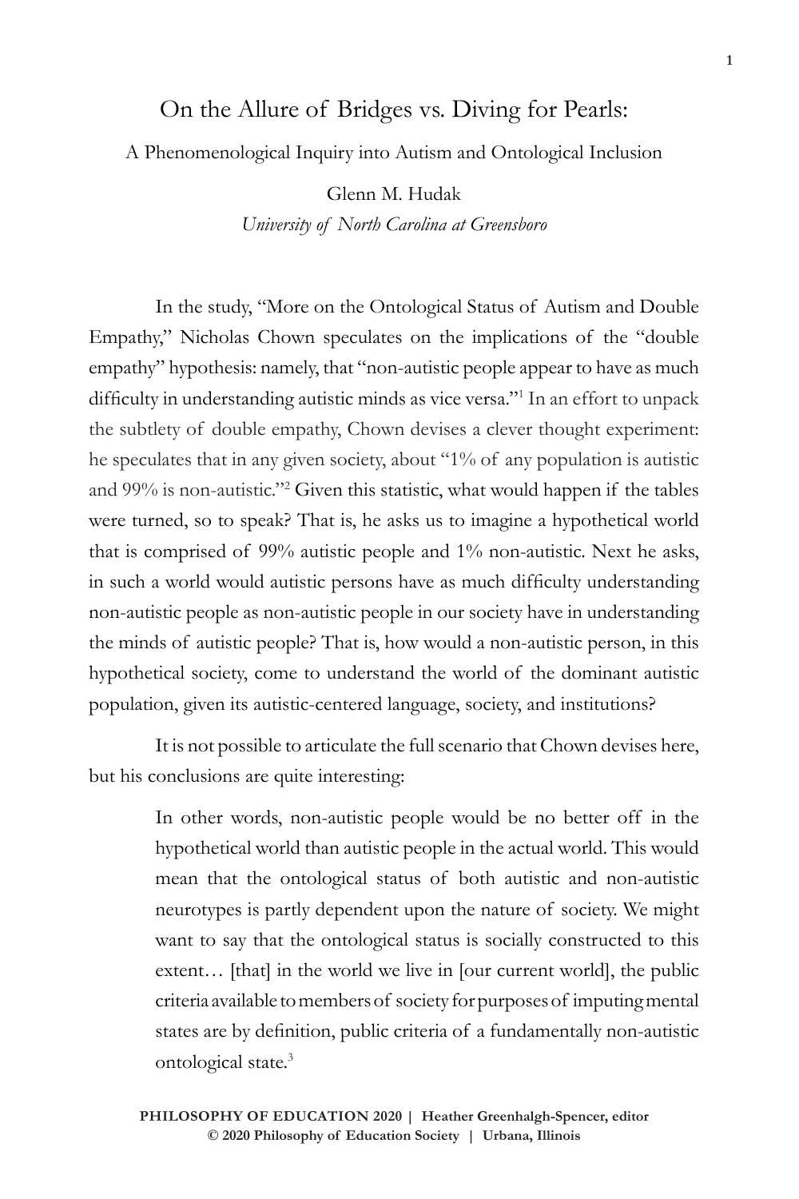# On the Allure of Bridges vs. Diving for Pearls:

## A Phenomenological Inquiry into Autism and Ontological Inclusion

Glenn M. Hudak
*University of North Carolina at Greensboro*

In the study, "More on the Ontological Status of Autism and Double Empathy," Nicholas Chown speculates on the implications of the "double empathy" hypothesis: namely, that "non-autistic people appear to have as much difficulty in understanding autistic minds as vice versa."[1] In an effort to unpack the subtlety of double empathy, Chown devises a clever thought experiment: he speculates that in any given society, about "1% of any population is autistic and 99% is non-autistic."[2] Given this statistic, what would happen if the tables were turned, so to speak? That is, he asks us to imagine a hypothetical world that is comprised of 99% autistic people and 1% non-autistic. Next he asks, in such a world would autistic persons have as much difficulty understanding non-autistic people as non-autistic people in our society have in understanding the minds of autistic people? That is, how would a non-autistic person, in this hypothetical society, come to understand the world of the dominant autistic population, given its autistic-centered language, society, and institutions?

It is not possible to articulate the full scenario that Chown devises here, but his conclusions are quite interesting:

> In other words, non-autistic people would be no better off in the hypothetical world than autistic people in the actual world. This would mean that the ontological status of both autistic and non-autistic neurotypes is partly dependent upon the nature of society. We might want to say that the ontological status is socially constructed to this extent… [that] in the world we live in [our current world], the public criteria available to members of society for purposes of imputing mental states are by definition, public criteria of a fundamentally non-autistic ontological state.[3]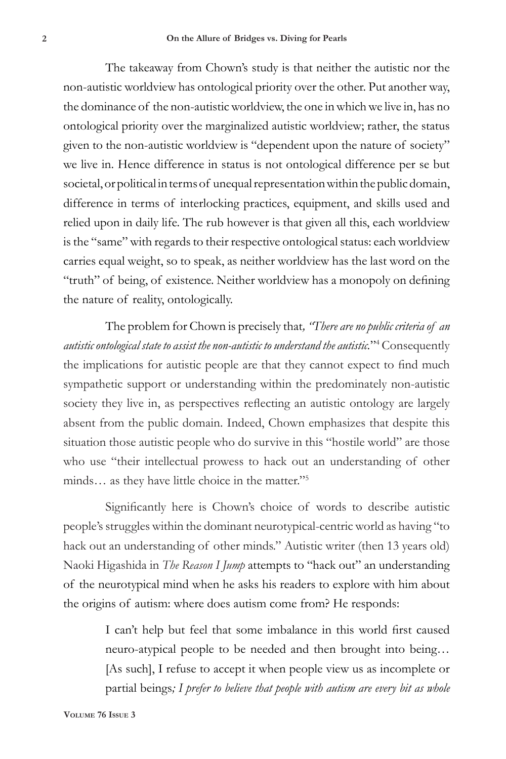The takeaway from Chown's study is that neither the autistic nor the non-autistic worldview has ontological priority over the other. Put another way, the dominance of the non-autistic worldview, the one in which we live in, has no ontological priority over the marginalized autistic worldview; rather, the status given to the non-autistic worldview is "dependent upon the nature of society" we live in. Hence difference in status is not ontological difference per se but societal, or political in terms of unequal representation within the public domain, difference in terms of interlocking practices, equipment, and skills used and relied upon in daily life. The rub however is that given all this, each worldview is the "same" with regards to their respective ontological status: each worldview carries equal weight, so to speak, as neither worldview has the last word on the "truth" of being, of existence. Neither worldview has a monopoly on defining the nature of reality, ontologically.

The problem for Chown is precisely that*, "There are no public criteria of an autistic ontological state to assist the non-autistic to understand the autistic*."[4] Consequently the implications for autistic people are that they cannot expect to find much sympathetic support or understanding within the predominately non-autistic society they live in, as perspectives reflecting an autistic ontology are largely absent from the public domain. Indeed, Chown emphasizes that despite this situation those autistic people who do survive in this "hostile world" are those who use "their intellectual prowess to hack out an understanding of other minds… as they have little choice in the matter."[5]

Significantly here is Chown's choice of words to describe autistic people's struggles within the dominant neurotypical-centric world as having "to hack out an understanding of other minds." Autistic writer (then 13 years old) Naoki Higashida in *The Reason I Jump* attempts to "hack out" an understanding of the neurotypical mind when he asks his readers to explore with him about the origins of autism: where does autism come from? He responds:

> I can't help but feel that some imbalance in this world first caused neuro-atypical people to be needed and then brought into being… [As such], I refuse to accept it when people view us as incomplete or partial beings*; I prefer to believe that people with autism are every bit as whole*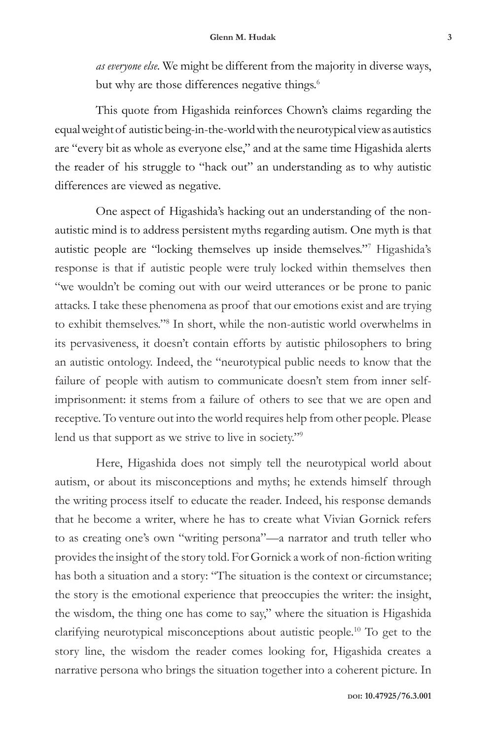*as everyone else*. We might be different from the majority in diverse ways, but why are those differences negative things.[6]

This quote from Higashida reinforces Chown's claims regarding the equal weight of autistic being-in-the-world with the neurotypical view as autistics are "every bit as whole as everyone else," and at the same time Higashida alerts the reader of his struggle to "hack out" an understanding as to why autistic differences are viewed as negative.

One aspect of Higashida's hacking out an understanding of the non-autistic mind is to address persistent myths regarding autism. One myth is that autistic people are "locking themselves up inside themselves."[7] Higashida's response is that if autistic people were truly locked within themselves then "we wouldn't be coming out with our weird utterances or be prone to panic attacks. I take these phenomena as proof that our emotions exist and are trying to exhibit themselves."[8] In short, while the non-autistic world overwhelms in its pervasiveness, it doesn't contain efforts by autistic philosophers to bring an autistic ontology. Indeed, the "neurotypical public needs to know that the failure of people with autism to communicate doesn't stem from inner self-imprisonment: it stems from a failure of others to see that we are open and receptive. To venture out into the world requires help from other people. Please lend us that support as we strive to live in society."[9]

Here, Higashida does not simply tell the neurotypical world about autism, or about its misconceptions and myths; he extends himself through the writing process itself to educate the reader. Indeed, his response demands that he become a writer, where he has to create what Vivian Gornick refers to as creating one's own "writing persona"—a narrator and truth teller who provides the insight of the story told. For Gornick a work of non-fiction writing has both a situation and a story: "The situation is the context or circumstance; the story is the emotional experience that preoccupies the writer: the insight, the wisdom, the thing one has come to say," where the situation is Higashida clarifying neurotypical misconceptions about autistic people.[10] To get to the story line, the wisdom the reader comes looking for, Higashida creates a narrative persona who brings the situation together into a coherent picture. In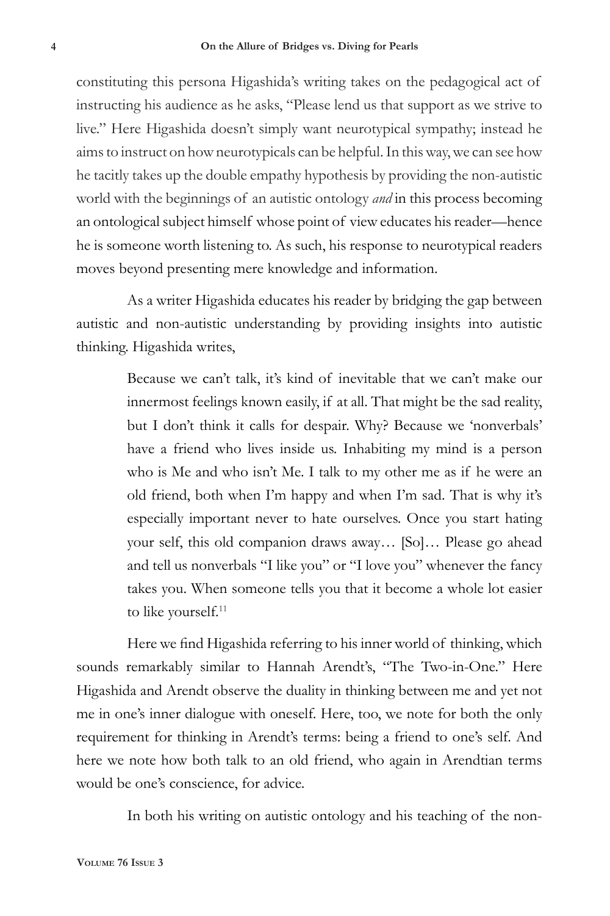constituting this persona Higashida's writing takes on the pedagogical act of instructing his audience as he asks, "Please lend us that support as we strive to live." Here Higashida doesn't simply want neurotypical sympathy; instead he aims to instruct on how neurotypicals can be helpful. In this way, we can see how he tacitly takes up the double empathy hypothesis by providing the non-autistic world with the beginnings of an autistic ontology *and* in this process becoming an ontological subject himself whose point of view educates his reader—hence he is someone worth listening to. As such, his response to neurotypical readers moves beyond presenting mere knowledge and information.

As a writer Higashida educates his reader by bridging the gap between autistic and non-autistic understanding by providing insights into autistic thinking. Higashida writes,

> Because we can't talk, it's kind of inevitable that we can't make our innermost feelings known easily, if at all. That might be the sad reality, but I don't think it calls for despair. Why? Because we 'nonverbals' have a friend who lives inside us. Inhabiting my mind is a person who is Me and who isn't Me. I talk to my other me as if he were an old friend, both when I'm happy and when I'm sad. That is why it's especially important never to hate ourselves. Once you start hating your self, this old companion draws away… [So]… Please go ahead and tell us nonverbals "I like you" or "I love you" whenever the fancy takes you. When someone tells you that it become a whole lot easier to like yourself.[11]

Here we find Higashida referring to his inner world of thinking, which sounds remarkably similar to Hannah Arendt's, "The Two-in-One." Here Higashida and Arendt observe the duality in thinking between me and yet not me in one's inner dialogue with oneself. Here, too, we note for both the only requirement for thinking in Arendt's terms: being a friend to one's self. And here we note how both talk to an old friend, who again in Arendtian terms would be one's conscience, for advice.

In both his writing on autistic ontology and his teaching of the non-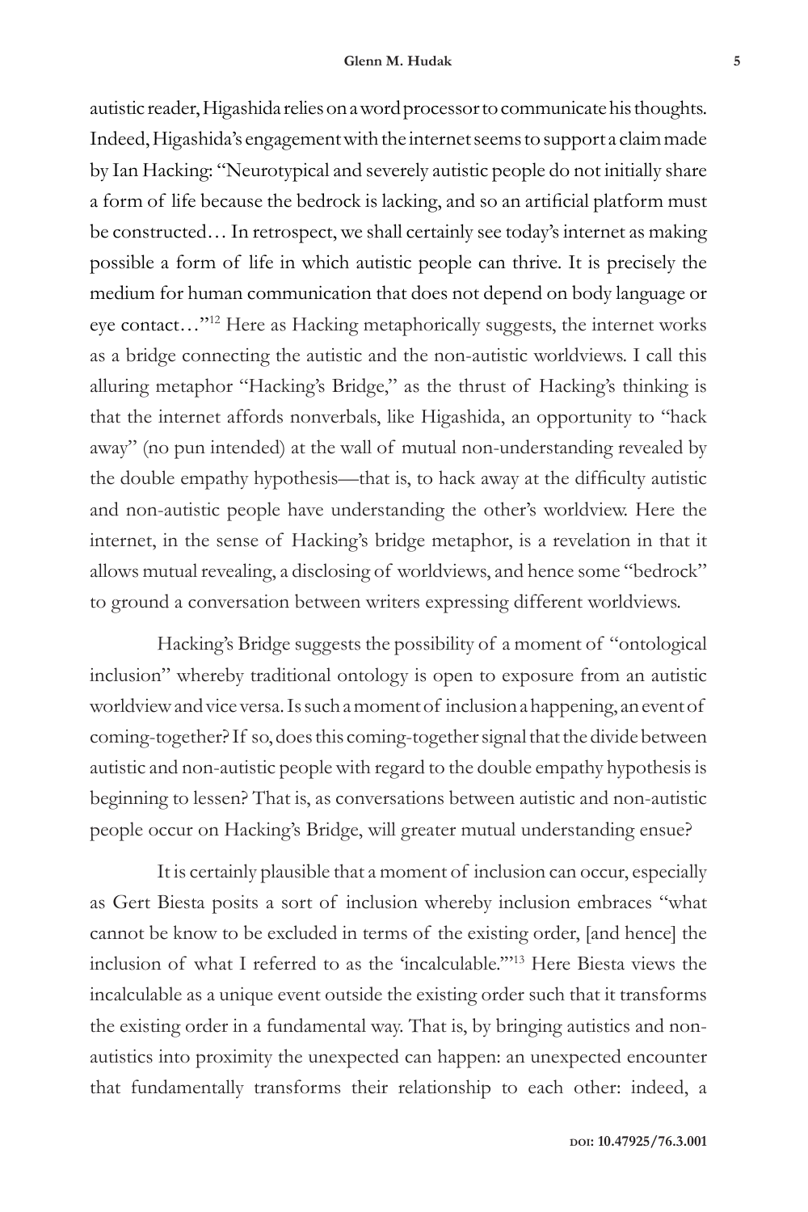autistic reader, Higashida relies on a word processor to communicate his thoughts. Indeed, Higashida's engagement with the internet seems to support a claim made by Ian Hacking: "Neurotypical and severely autistic people do not initially share a form of life because the bedrock is lacking, and so an artificial platform must be constructed… In retrospect, we shall certainly see today's internet as making possible a form of life in which autistic people can thrive. It is precisely the medium for human communication that does not depend on body language or eye contact…"[12] Here as Hacking metaphorically suggests, the internet works as a bridge connecting the autistic and the non-autistic worldviews. I call this alluring metaphor "Hacking's Bridge," as the thrust of Hacking's thinking is that the internet affords nonverbals, like Higashida, an opportunity to "hack away" (no pun intended) at the wall of mutual non-understanding revealed by the double empathy hypothesis—that is, to hack away at the difficulty autistic and non-autistic people have understanding the other's worldview. Here the internet, in the sense of Hacking's bridge metaphor, is a revelation in that it allows mutual revealing, a disclosing of worldviews, and hence some "bedrock" to ground a conversation between writers expressing different worldviews.

Hacking's Bridge suggests the possibility of a moment of "ontological inclusion" whereby traditional ontology is open to exposure from an autistic worldview and vice versa. Is such a moment of inclusion a happening, an event of coming-together? If so, does this coming-together signal that the divide between autistic and non-autistic people with regard to the double empathy hypothesis is beginning to lessen? That is, as conversations between autistic and non-autistic people occur on Hacking's Bridge, will greater mutual understanding ensue?

It is certainly plausible that a moment of inclusion can occur, especially as Gert Biesta posits a sort of inclusion whereby inclusion embraces "what cannot be know to be excluded in terms of the existing order, [and hence] the inclusion of what I referred to as the 'incalculable.'"[13] Here Biesta views the incalculable as a unique event outside the existing order such that it transforms the existing order in a fundamental way. That is, by bringing autistics and non-autistics into proximity the unexpected can happen: an unexpected encounter that fundamentally transforms their relationship to each other: indeed, a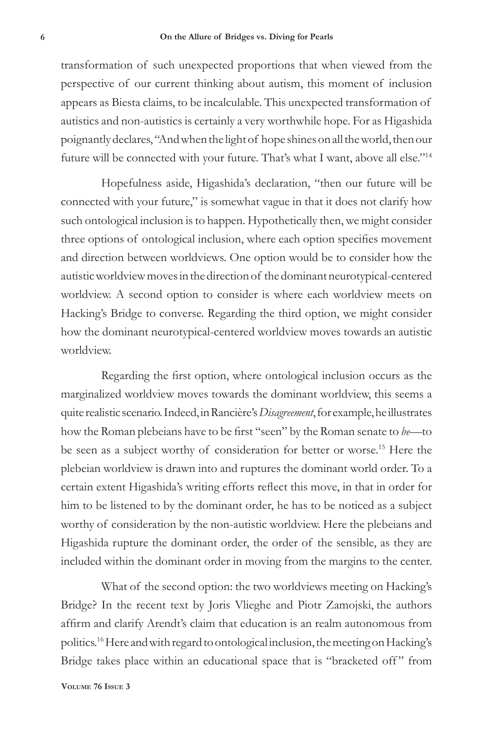transformation of such unexpected proportions that when viewed from the perspective of our current thinking about autism, this moment of inclusion appears as Biesta claims, to be incalculable. This unexpected transformation of autistics and non-autistics is certainly a very worthwhile hope. For as Higashida poignantly declares, "And when the light of hope shines on all the world, then our future will be connected with your future. That's what I want, above all else."[14]

Hopefulness aside, Higashida's declaration, "then our future will be connected with your future," is somewhat vague in that it does not clarify how such ontological inclusion is to happen. Hypothetically then, we might consider three options of ontological inclusion, where each option specifies movement and direction between worldviews. One option would be to consider how the autistic worldview moves in the direction of the dominant neurotypical-centered worldview. A second option to consider is where each worldview meets on Hacking's Bridge to converse. Regarding the third option, we might consider how the dominant neurotypical-centered worldview moves towards an autistic worldview.

Regarding the first option, where ontological inclusion occurs as the marginalized worldview moves towards the dominant worldview, this seems a quite realistic scenario. Indeed, in Rancière's *Disagreement*, for example, he illustrates how the Roman plebeians have to be first "seen" by the Roman senate to *be*—to be seen as a subject worthy of consideration for better or worse.[15] Here the plebeian worldview is drawn into and ruptures the dominant world order. To a certain extent Higashida's writing efforts reflect this move, in that in order for him to be listened to by the dominant order, he has to be noticed as a subject worthy of consideration by the non-autistic worldview. Here the plebeians and Higashida rupture the dominant order, the order of the sensible, as they are included within the dominant order in moving from the margins to the center.

What of the second option: the two worldviews meeting on Hacking's Bridge? In the recent text by Joris Vlieghe and Piotr Zamojski, the authors affirm and clarify Arendt's claim that education is an realm autonomous from politics.[16] Here and with regard to ontological inclusion, the meeting on Hacking's Bridge takes place within an educational space that is "bracketed off" from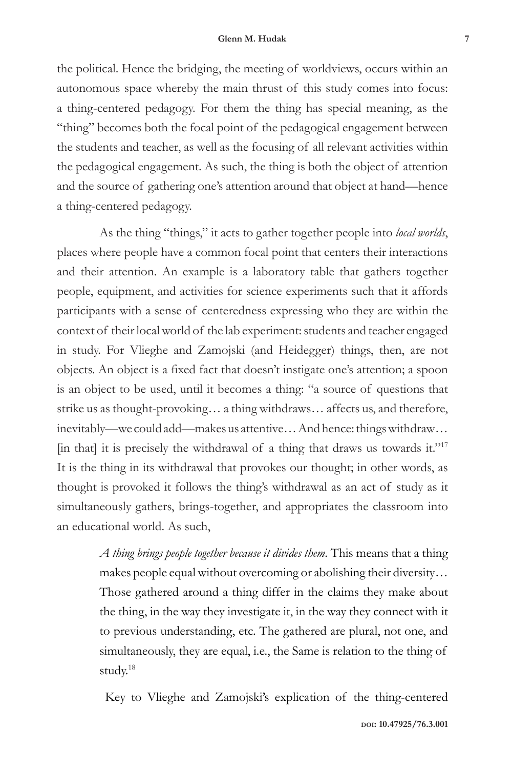the political. Hence the bridging, the meeting of worldviews, occurs within an autonomous space whereby the main thrust of this study comes into focus: a thing-centered pedagogy. For them the thing has special meaning, as the "thing" becomes both the focal point of the pedagogical engagement between the students and teacher, as well as the focusing of all relevant activities within the pedagogical engagement. As such, the thing is both the object of attention and the source of gathering one's attention around that object at hand—hence a thing-centered pedagogy.

As the thing "things," it acts to gather together people into *local worlds*, places where people have a common focal point that centers their interactions and their attention. An example is a laboratory table that gathers together people, equipment, and activities for science experiments such that it affords participants with a sense of centeredness expressing who they are within the context of their local world of the lab experiment: students and teacher engaged in study. For Vlieghe and Zamojski (and Heidegger) things, then, are not objects. An object is a fixed fact that doesn't instigate one's attention; a spoon is an object to be used, until it becomes a thing: "a source of questions that strike us as thought-provoking… a thing withdraws… affects us, and therefore, inevitably—we could add—makes us attentive… And hence: things withdraw… [in that] it is precisely the withdrawal of a thing that draws us towards it."[17] It is the thing in its withdrawal that provokes our thought; in other words, as thought is provoked it follows the thing's withdrawal as an act of study as it simultaneously gathers, brings-together, and appropriates the classroom into an educational world. As such,

> *A thing brings people together because it divides them.* This means that a thing makes people equal without overcoming or abolishing their diversity… Those gathered around a thing differ in the claims they make about the thing, in the way they investigate it, in the way they connect with it to previous understanding, etc. The gathered are plural, not one, and simultaneously, they are equal, i.e., the Same is relation to the thing of study.[18]

Key to Vlieghe and Zamojski's explication of the thing-centered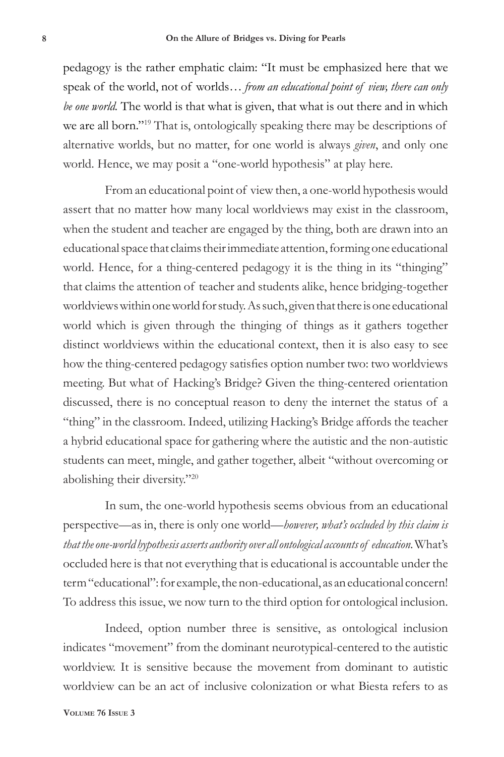pedagogy is the rather emphatic claim: "It must be emphasized here that we speak of the world, not of worlds… *from an educational point of view, there can only be one world.* The world is that what is given, that what is out there and in which we are all born."[19] That is, ontologically speaking there may be descriptions of alternative worlds, but no matter, for one world is always *given*, and only one world. Hence, we may posit a "one-world hypothesis" at play here.

From an educational point of view then, a one-world hypothesis would assert that no matter how many local worldviews may exist in the classroom, when the student and teacher are engaged by the thing, both are drawn into an educational space that claims their immediate attention, forming one educational world. Hence, for a thing-centered pedagogy it is the thing in its "thinging" that claims the attention of teacher and students alike, hence bridging-together worldviews within one world for study. As such, given that there is one educational world which is given through the thinging of things as it gathers together distinct worldviews within the educational context, then it is also easy to see how the thing-centered pedagogy satisfies option number two: two worldviews meeting. But what of Hacking's Bridge? Given the thing-centered orientation discussed, there is no conceptual reason to deny the internet the status of a "thing" in the classroom. Indeed, utilizing Hacking's Bridge affords the teacher a hybrid educational space for gathering where the autistic and the non-autistic students can meet, mingle, and gather together, albeit "without overcoming or abolishing their diversity."[20]

In sum, the one-world hypothesis seems obvious from an educational perspective—as in, there is only one world—*however, what's occluded by this claim is that the one-world hypothesis asserts authority over all ontological accounts of education.* What's occluded here is that not everything that is educational is accountable under the term "educational": for example, the non-educational, as an educational concern! To address this issue, we now turn to the third option for ontological inclusion.

Indeed, option number three is sensitive, as ontological inclusion indicates "movement" from the dominant neurotypical-centered to the autistic worldview. It is sensitive because the movement from dominant to autistic worldview can be an act of inclusive colonization or what Biesta refers to as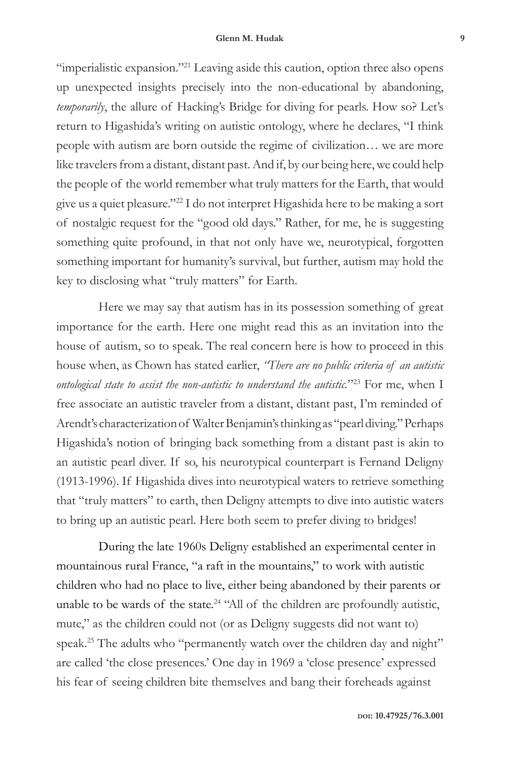"imperialistic expansion."[21] Leaving aside this caution, option three also opens up unexpected insights precisely into the non-educational by abandoning, *temporarily*, the allure of Hacking's Bridge for diving for pearls. How so? Let's return to Higashida's writing on autistic ontology, where he declares, "I think people with autism are born outside the regime of civilization… we are more like travelers from a distant, distant past. And if, by our being here, we could help the people of the world remember what truly matters for the Earth, that would give us a quiet pleasure."[22] I do not interpret Higashida here to be making a sort of nostalgic request for the "good old days." Rather, for me, he is suggesting something quite profound, in that not only have we, neurotypical, forgotten something important for humanity's survival, but further, autism may hold the key to disclosing what "truly matters" for Earth.

Here we may say that autism has in its possession something of great importance for the earth. Here one might read this as an invitation into the house of autism, so to speak. The real concern here is how to proceed in this house when, as Chown has stated earlier, *"There are no public criteria of an autistic ontological state to assist the non-autistic to understand the autistic*."[23] For me, when I free associate an autistic traveler from a distant, distant past, I'm reminded of Arendt's characterization of Walter Benjamin's thinking as "pearl diving." Perhaps Higashida's notion of bringing back something from a distant past is akin to an autistic pearl diver. If so, his neurotypical counterpart is Fernand Deligny (1913-1996). If Higashida dives into neurotypical waters to retrieve something that "truly matters" to earth, then Deligny attempts to dive into autistic waters to bring up an autistic pearl. Here both seem to prefer diving to bridges!

During the late 1960s Deligny established an experimental center in mountainous rural France, "a raft in the mountains," to work with autistic children who had no place to live, either being abandoned by their parents or unable to be wards of the state.[24] "All of the children are profoundly autistic, mute," as the children could not (or as Deligny suggests did not want to) speak.[25] The adults who "permanently watch over the children day and night" are called 'the close presences.' One day in 1969 a 'close presence' expressed his fear of seeing children bite themselves and bang their foreheads against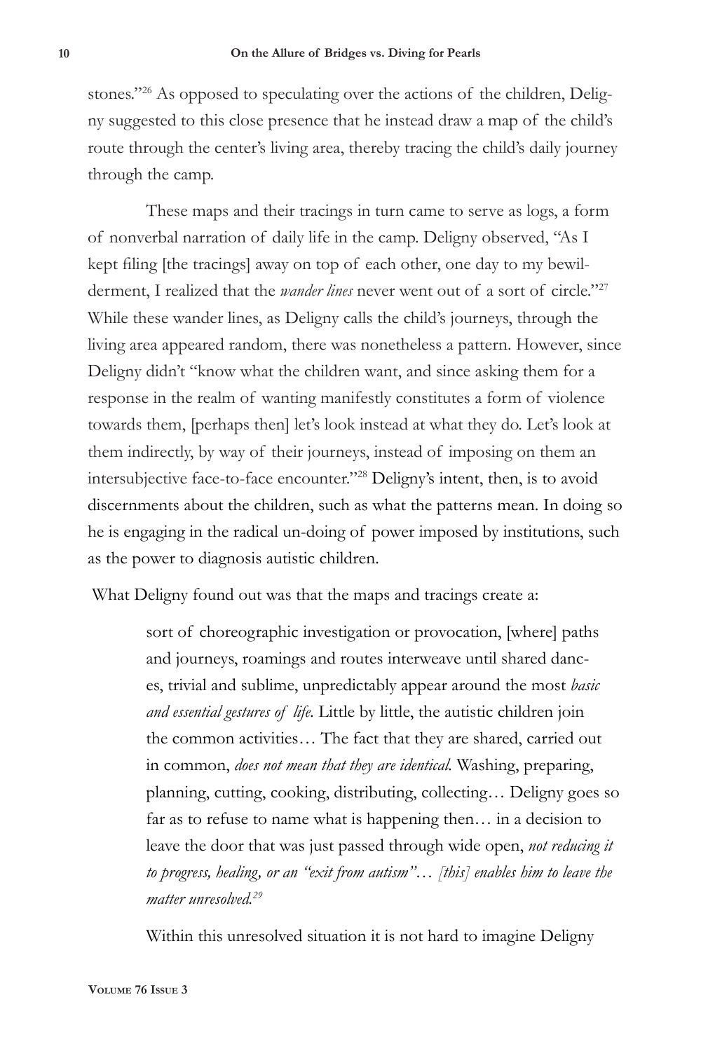stones."[26] As opposed to speculating over the actions of the children, Deligny suggested to this close presence that he instead draw a map of the child's route through the center's living area, thereby tracing the child's daily journey through the camp.

These maps and their tracings in turn came to serve as logs, a form of nonverbal narration of daily life in the camp. Deligny observed, "As I kept filing [the tracings] away on top of each other, one day to my bewilderment, I realized that the *wander lines* never went out of a sort of circle."[27] While these wander lines, as Deligny calls the child's journeys, through the living area appeared random, there was nonetheless a pattern. However, since Deligny didn't "know what the children want, and since asking them for a response in the realm of wanting manifestly constitutes a form of violence towards them, [perhaps then] let's look instead at what they do. Let's look at them indirectly, by way of their journeys, instead of imposing on them an intersubjective face-to-face encounter."[28] Deligny's intent, then, is to avoid discernments about the children, such as what the patterns mean. In doing so he is engaging in the radical un-doing of power imposed by institutions, such as the power to diagnosis autistic children.

What Deligny found out was that the maps and tracings create a:

> sort of choreographic investigation or provocation, [where] paths and journeys, roamings and routes interweave until shared dances, trivial and sublime, unpredictably appear around the most *basic and essential gestures of life.* Little by little, the autistic children join the common activities… The fact that they are shared, carried out in common, *does not mean that they are identical.* Washing, preparing, planning, cutting, cooking, distributing, collecting… Deligny goes so far as to refuse to name what is happening then… in a decision to leave the door that was just passed through wide open, *not reducing it to progress, healing, or an "exit from autism"… [this] enables him to leave the matter unresolved.*[29]

Within this unresolved situation it is not hard to imagine Deligny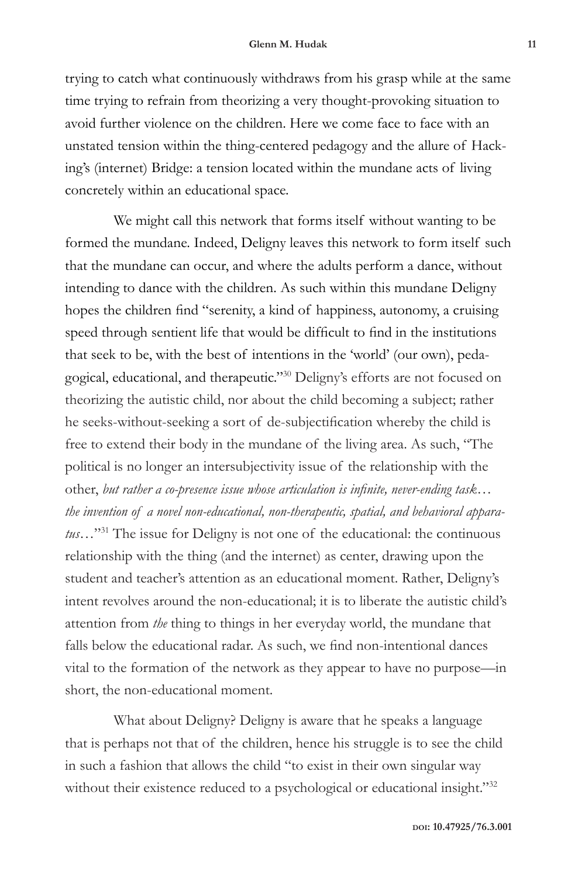trying to catch what continuously withdraws from his grasp while at the same time trying to refrain from theorizing a very thought-provoking situation to avoid further violence on the children. Here we come face to face with an unstated tension within the thing-centered pedagogy and the allure of Hacking's (internet) Bridge: a tension located within the mundane acts of living concretely within an educational space.

We might call this network that forms itself without wanting to be formed the mundane. Indeed, Deligny leaves this network to form itself such that the mundane can occur, and where the adults perform a dance, without intending to dance with the children. As such within this mundane Deligny hopes the children find "serenity, a kind of happiness, autonomy, a cruising speed through sentient life that would be difficult to find in the institutions that seek to be, with the best of intentions in the 'world' (our own), pedagogical, educational, and therapeutic."[30] Deligny's efforts are not focused on theorizing the autistic child, nor about the child becoming a subject; rather he seeks-without-seeking a sort of de-subjectification whereby the child is free to extend their body in the mundane of the living area. As such, "The political is no longer an intersubjectivity issue of the relationship with the other, *but rather a co-presence issue whose articulation is infinite, never-ending task… the invention of a novel non-educational, non-therapeutic, spatial, and behavioral apparatus…*"[31] The issue for Deligny is not one of the educational: the continuous relationship with the thing (and the internet) as center, drawing upon the student and teacher's attention as an educational moment. Rather, Deligny's intent revolves around the non-educational; it is to liberate the autistic child's attention from *the* thing to things in her everyday world, the mundane that falls below the educational radar. As such, we find non-intentional dances vital to the formation of the network as they appear to have no purpose—in short, the non-educational moment.

What about Deligny? Deligny is aware that he speaks a language that is perhaps not that of the children, hence his struggle is to see the child in such a fashion that allows the child "to exist in their own singular way without their existence reduced to a psychological or educational insight."[32]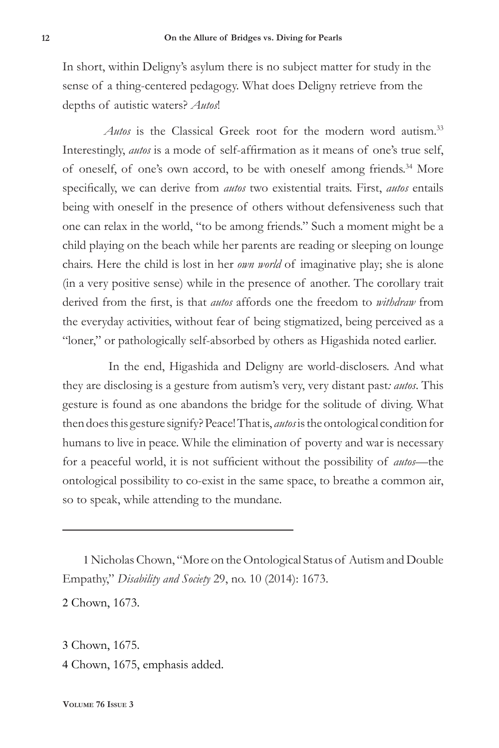In short, within Deligny's asylum there is no subject matter for study in the sense of a thing-centered pedagogy. What does Deligny retrieve from the depths of autistic waters? *Autos*!

*Autos* is the Classical Greek root for the modern word autism.[33] Interestingly, *autos* is a mode of self-affirmation as it means of one's true self, of oneself, of one's own accord, to be with oneself among friends.[34] More specifically, we can derive from *autos* two existential traits. First, *autos* entails being with oneself in the presence of others without defensiveness such that one can relax in the world, "to be among friends." Such a moment might be a child playing on the beach while her parents are reading or sleeping on lounge chairs. Here the child is lost in her *own world* of imaginative play; she is alone (in a very positive sense) while in the presence of another. The corollary trait derived from the first, is that *autos* affords one the freedom to *withdraw* from the everyday activities, without fear of being stigmatized, being perceived as a "loner," or pathologically self-absorbed by others as Higashida noted earlier.

In the end, Higashida and Deligny are world-disclosers. And what they are disclosing is a gesture from autism's very, very distant past*: autos*. This gesture is found as one abandons the bridge for the solitude of diving. What then does this gesture signify? Peace! That is, *autos* is the ontological condition for humans to live in peace. While the elimination of poverty and war is necessary for a peaceful world, it is not sufficient without the possibility of *autos*—the ontological possibility to co-exist in the same space, to breathe a common air, so to speak, while attending to the mundane.

---

1 Nicholas Chown, "More on the Ontological Status of Autism and Double Empathy," *Disability and Society* 29, no. 10 (2014): 1673.

2 Chown, 1673.

3 Chown, 1675.

4 Chown, 1675, emphasis added.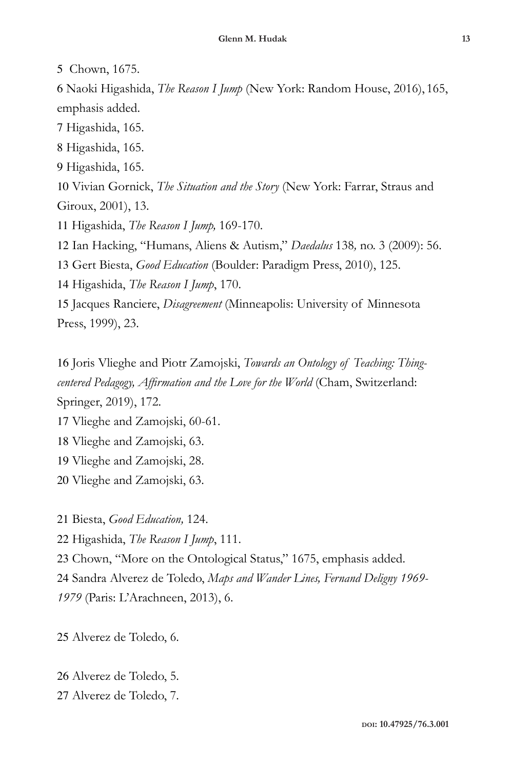5 Chown, 1675.

6 Naoki Higashida, *The Reason I Jump* (New York: Random House, 2016), 165, emphasis added.

7 Higashida, 165.

8 Higashida, 165.

9 Higashida, 165.

10 Vivian Gornick, *The Situation and the Story* (New York: Farrar, Straus and Giroux, 2001), 13.

11 Higashida, *The Reason I Jump,* 169-170.

12 Ian Hacking, "Humans, Aliens & Autism," *Daedalus* 138*,* no. 3 (2009): 56.

13 Gert Biesta, *Good Education* (Boulder: Paradigm Press, 2010), 125.

14 Higashida, *The Reason I Jump*, 170.

15 Jacques Ranciere, *Disagreement* (Minneapolis: University of Minnesota Press, 1999), 23.

16 Joris Vlieghe and Piotr Zamojski, *Towards an Ontology of Teaching: Thing-centered Pedagogy, Affirmation and the Love for the World* (Cham, Switzerland: Springer, 2019), 172.

17 Vlieghe and Zamojski, 60-61.

18 Vlieghe and Zamojski, 63.

19 Vlieghe and Zamojski, 28.

20 Vlieghe and Zamojski, 63.

21 Biesta, *Good Education,* 124.

22 Higashida, *The Reason I Jump*, 111.

23 Chown, "More on the Ontological Status," 1675, emphasis added.

24 Sandra Alverez de Toledo, *Maps and Wander Lines, Fernand Deligny 1969-1979* (Paris: L'Arachneen, 2013), 6.

25 Alverez de Toledo, 6.

26 Alverez de Toledo, 5.

27 Alverez de Toledo, 7.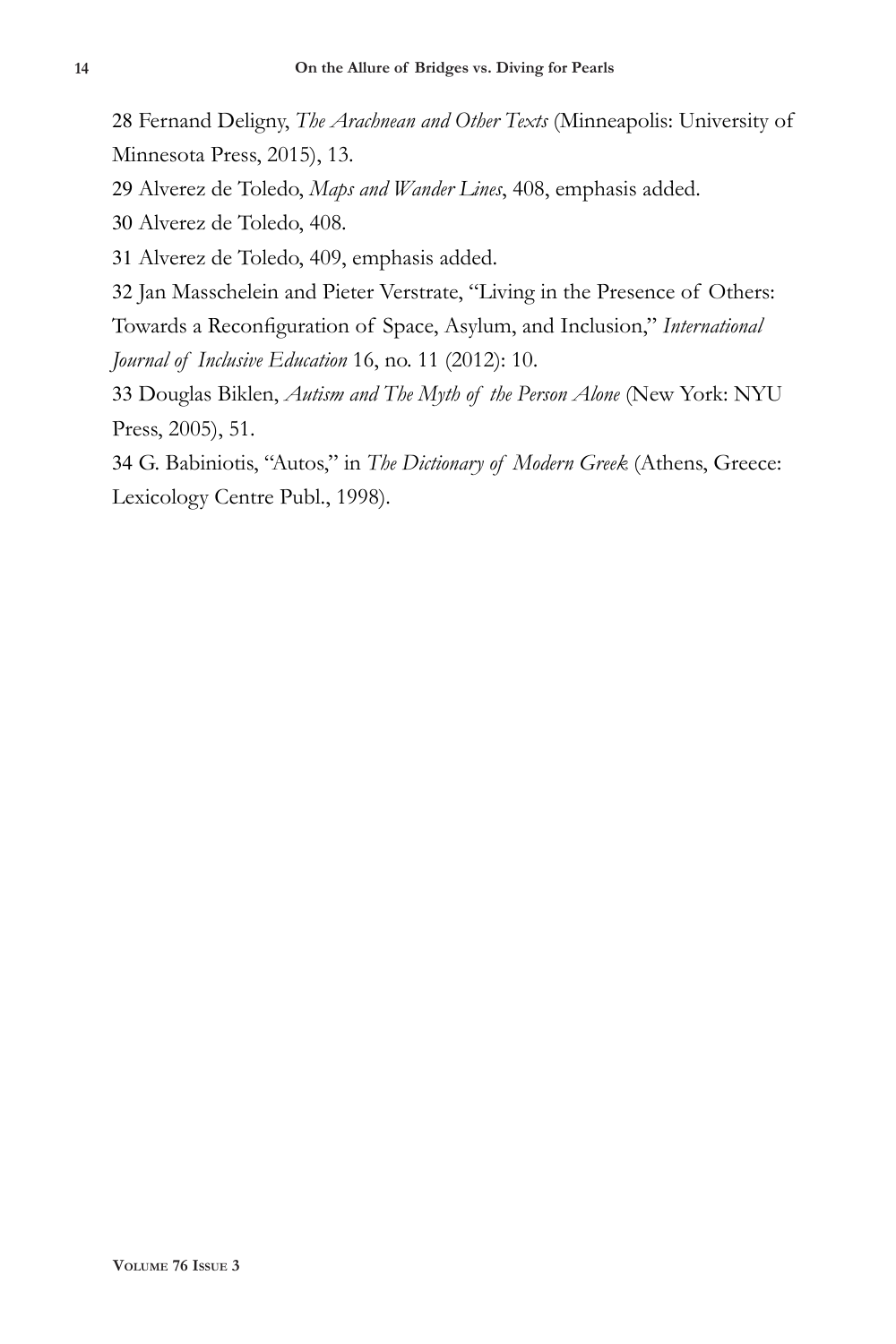28 Fernand Deligny, *The Arachnean and Other Texts* (Minneapolis: University of Minnesota Press, 2015), 13.

29 Alverez de Toledo, *Maps and Wander Lines*, 408, emphasis added.

30 Alverez de Toledo, 408.

31 Alverez de Toledo, 409, emphasis added.

32 Jan Masschelein and Pieter Verstrate, "Living in the Presence of Others: Towards a Reconfiguration of Space, Asylum, and Inclusion," *International Journal of Inclusive Education* 16, no. 11 (2012): 10.

33 Douglas Biklen, *Autism and The Myth of the Person Alone* (New York: NYU Press, 2005), 51.

34 G. Babiniotis, "Autos," in *The Dictionary of Modern Greek* (Athens, Greece: Lexicology Centre Publ., 1998).